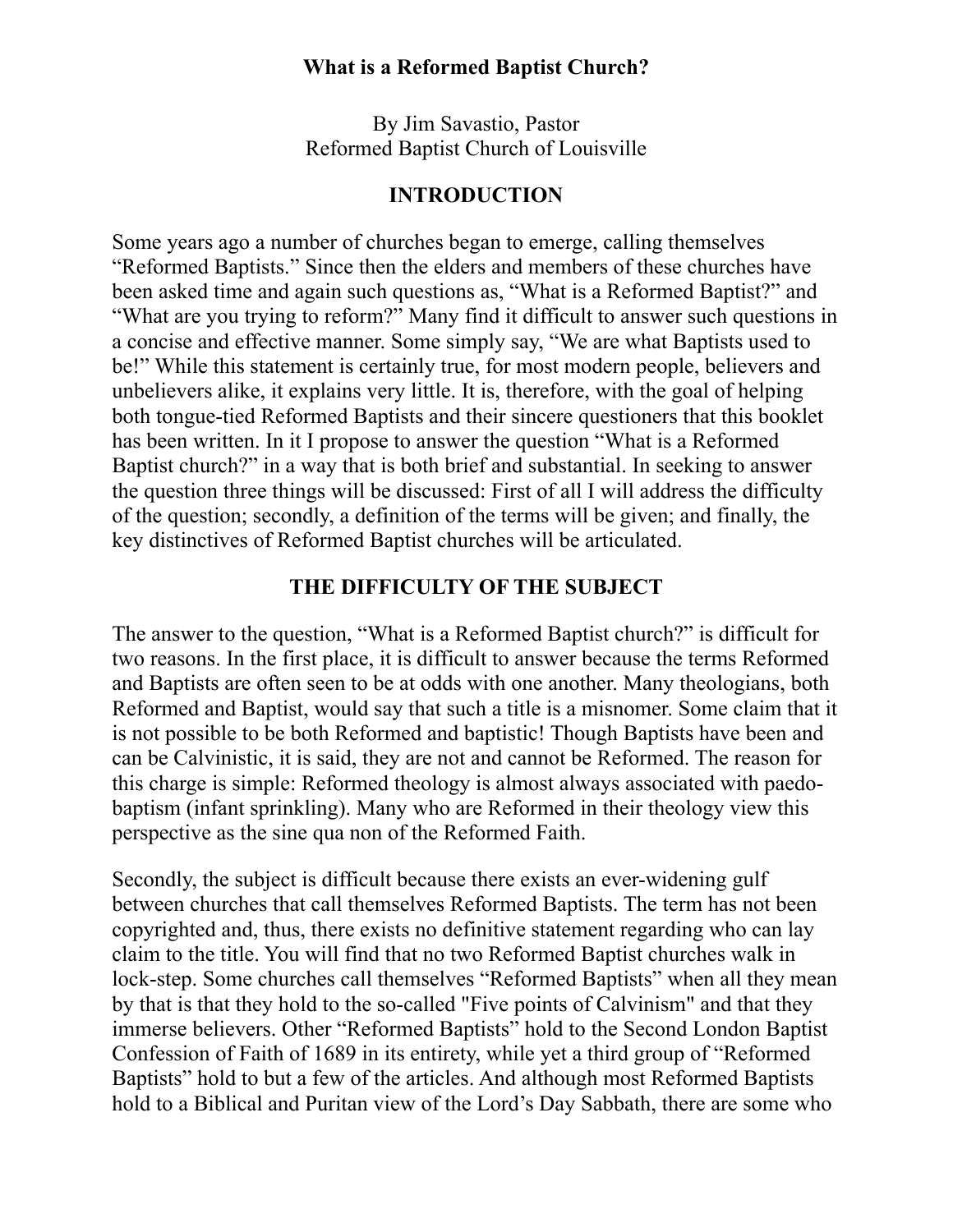# What is a Reformed Baptist Church?

By Jim Savastio, Pastor
Reformed Baptist Church of Louisville

## INTRODUCTION

Some years ago a number of churches began to emerge, calling themselves "Reformed Baptists." Since then the elders and members of these churches have been asked time and again such questions as, "What is a Reformed Baptist?" and "What are you trying to reform?" Many find it difficult to answer such questions in a concise and effective manner. Some simply say, "We are what Baptists used to be!" While this statement is certainly true, for most modern people, believers and unbelievers alike, it explains very little. It is, therefore, with the goal of helping both tongue-tied Reformed Baptists and their sincere questioners that this booklet has been written. In it I propose to answer the question "What is a Reformed Baptist church?" in a way that is both brief and substantial. In seeking to answer the question three things will be discussed: First of all I will address the difficulty of the question; secondly, a definition of the terms will be given; and finally, the key distinctives of Reformed Baptist churches will be articulated.

## THE DIFFICULTY OF THE SUBJECT

The answer to the question, "What is a Reformed Baptist church?" is difficult for two reasons. In the first place, it is difficult to answer because the terms Reformed and Baptists are often seen to be at odds with one another. Many theologians, both Reformed and Baptist, would say that such a title is a misnomer. Some claim that it is not possible to be both Reformed and baptistic! Though Baptists have been and can be Calvinistic, it is said, they are not and cannot be Reformed. The reason for this charge is simple: Reformed theology is almost always associated with paedo-baptism (infant sprinkling). Many who are Reformed in their theology view this perspective as the sine qua non of the Reformed Faith.

Secondly, the subject is difficult because there exists an ever-widening gulf between churches that call themselves Reformed Baptists. The term has not been copyrighted and, thus, there exists no definitive statement regarding who can lay claim to the title. You will find that no two Reformed Baptist churches walk in lock-step. Some churches call themselves "Reformed Baptists" when all they mean by that is that they hold to the so-called "Five points of Calvinism" and that they immerse believers. Other "Reformed Baptists" hold to the Second London Baptist Confession of Faith of 1689 in its entirety, while yet a third group of "Reformed Baptists" hold to but a few of the articles. And although most Reformed Baptists hold to a Biblical and Puritan view of the Lord's Day Sabbath, there are some who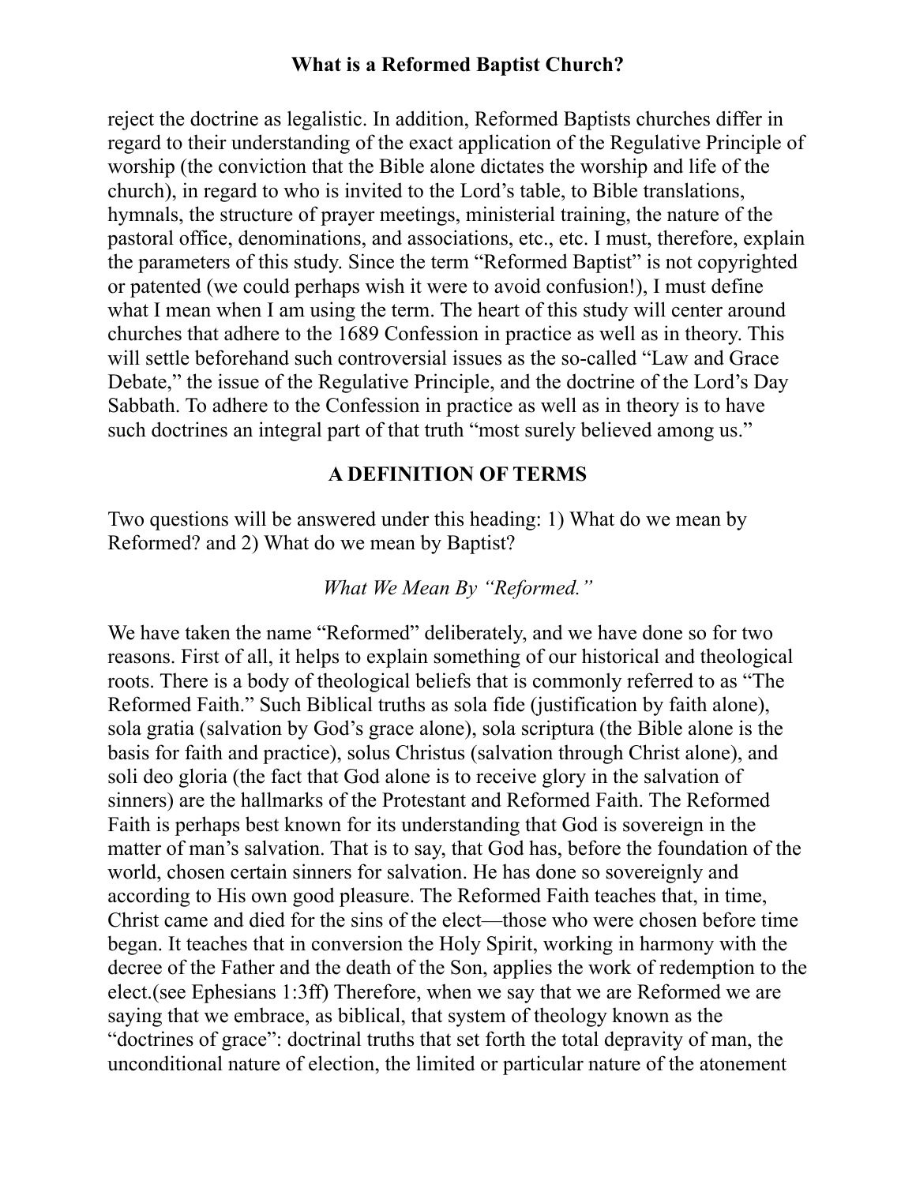reject the doctrine as legalistic. In addition, Reformed Baptists churches differ in regard to their understanding of the exact application of the Regulative Principle of worship (the conviction that the Bible alone dictates the worship and life of the church), in regard to who is invited to the Lord's table, to Bible translations, hymnals, the structure of prayer meetings, ministerial training, the nature of the pastoral office, denominations, and associations, etc., etc. I must, therefore, explain the parameters of this study. Since the term "Reformed Baptist" is not copyrighted or patented (we could perhaps wish it were to avoid confusion!), I must define what I mean when I am using the term. The heart of this study will center around churches that adhere to the 1689 Confession in practice as well as in theory. This will settle beforehand such controversial issues as the so-called "Law and Grace Debate," the issue of the Regulative Principle, and the doctrine of the Lord's Day Sabbath. To adhere to the Confession in practice as well as in theory is to have such doctrines an integral part of that truth "most surely believed among us."

## A DEFINITION OF TERMS

Two questions will be answered under this heading: 1) What do we mean by Reformed? and 2) What do we mean by Baptist?

### *What We Mean By "Reformed."*

We have taken the name "Reformed" deliberately, and we have done so for two reasons. First of all, it helps to explain something of our historical and theological roots. There is a body of theological beliefs that is commonly referred to as "The Reformed Faith." Such Biblical truths as sola fide (justification by faith alone), sola gratia (salvation by God's grace alone), sola scriptura (the Bible alone is the basis for faith and practice), solus Christus (salvation through Christ alone), and soli deo gloria (the fact that God alone is to receive glory in the salvation of sinners) are the hallmarks of the Protestant and Reformed Faith. The Reformed Faith is perhaps best known for its understanding that God is sovereign in the matter of man's salvation. That is to say, that God has, before the foundation of the world, chosen certain sinners for salvation. He has done so sovereignly and according to His own good pleasure. The Reformed Faith teaches that, in time, Christ came and died for the sins of the elect—those who were chosen before time began. It teaches that in conversion the Holy Spirit, working in harmony with the decree of the Father and the death of the Son, applies the work of redemption to the elect.(see Ephesians 1:3ff) Therefore, when we say that we are Reformed we are saying that we embrace, as biblical, that system of theology known as the "doctrines of grace": doctrinal truths that set forth the total depravity of man, the unconditional nature of election, the limited or particular nature of the atonement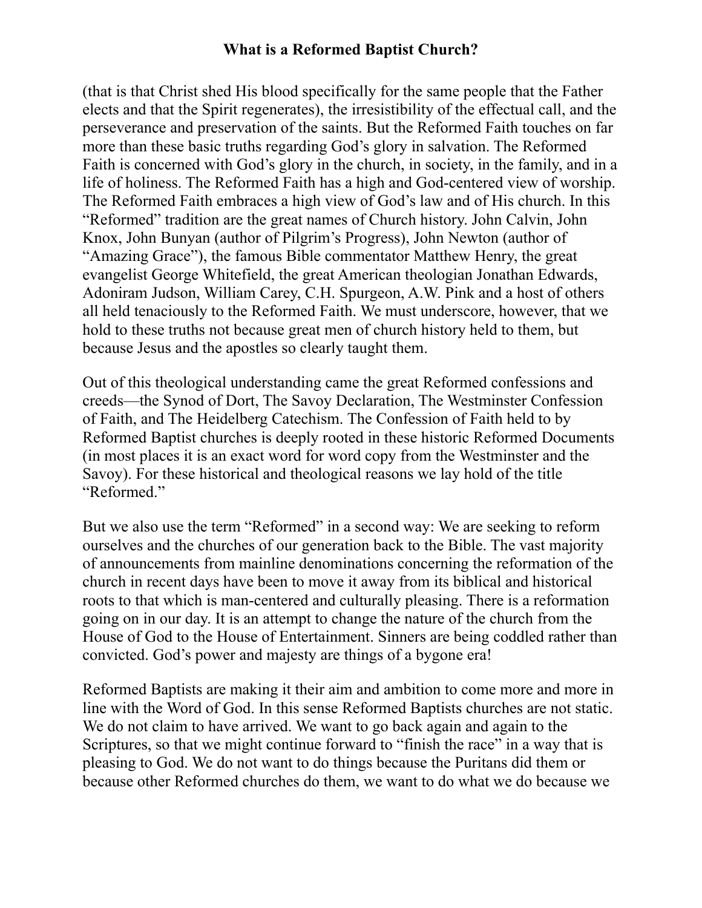(that is that Christ shed His blood specifically for the same people that the Father elects and that the Spirit regenerates), the irresistibility of the effectual call, and the perseverance and preservation of the saints. But the Reformed Faith touches on far more than these basic truths regarding God's glory in salvation. The Reformed Faith is concerned with God's glory in the church, in society, in the family, and in a life of holiness. The Reformed Faith has a high and God-centered view of worship. The Reformed Faith embraces a high view of God's law and of His church. In this "Reformed" tradition are the great names of Church history. John Calvin, John Knox, John Bunyan (author of Pilgrim's Progress), John Newton (author of "Amazing Grace"), the famous Bible commentator Matthew Henry, the great evangelist George Whitefield, the great American theologian Jonathan Edwards, Adoniram Judson, William Carey, C.H. Spurgeon, A.W. Pink and a host of others all held tenaciously to the Reformed Faith. We must underscore, however, that we hold to these truths not because great men of church history held to them, but because Jesus and the apostles so clearly taught them.

Out of this theological understanding came the great Reformed confessions and creeds—the Synod of Dort, The Savoy Declaration, The Westminster Confession of Faith, and The Heidelberg Catechism. The Confession of Faith held to by Reformed Baptist churches is deeply rooted in these historic Reformed Documents (in most places it is an exact word for word copy from the Westminster and the Savoy). For these historical and theological reasons we lay hold of the title "Reformed."

But we also use the term "Reformed" in a second way: We are seeking to reform ourselves and the churches of our generation back to the Bible. The vast majority of announcements from mainline denominations concerning the reformation of the church in recent days have been to move it away from its biblical and historical roots to that which is man-centered and culturally pleasing. There is a reformation going on in our day. It is an attempt to change the nature of the church from the House of God to the House of Entertainment. Sinners are being coddled rather than convicted. God's power and majesty are things of a bygone era!

Reformed Baptists are making it their aim and ambition to come more and more in line with the Word of God. In this sense Reformed Baptists churches are not static. We do not claim to have arrived. We want to go back again and again to the Scriptures, so that we might continue forward to "finish the race" in a way that is pleasing to God. We do not want to do things because the Puritans did them or because other Reformed churches do them, we want to do what we do because we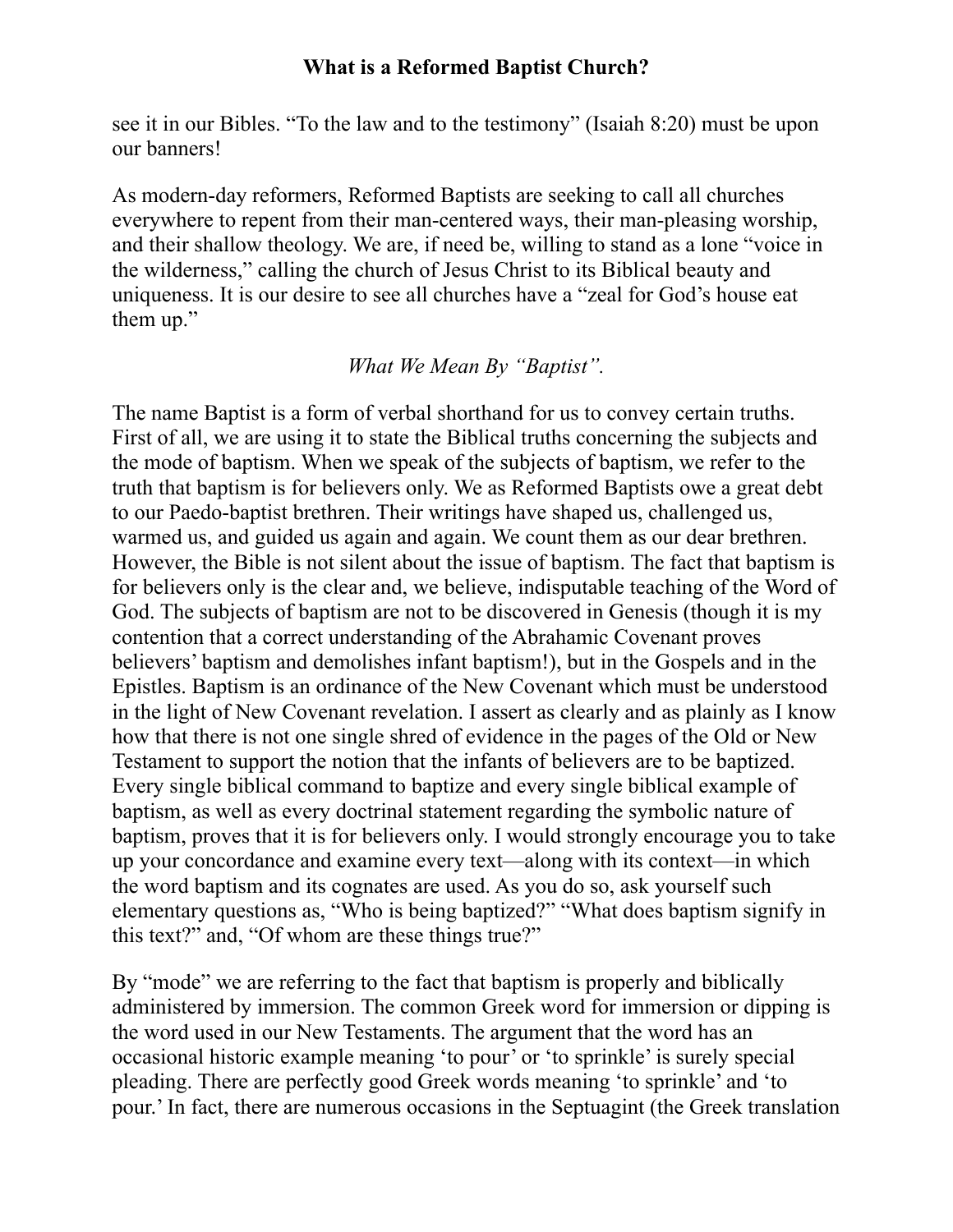see it in our Bibles. “To the law and to the testimony” (Isaiah 8:20) must be upon our banners!

As modern-day reformers, Reformed Baptists are seeking to call all churches everywhere to repent from their man-centered ways, their man-pleasing worship, and their shallow theology. We are, if need be, willing to stand as a lone “voice in the wilderness,” calling the church of Jesus Christ to its Biblical beauty and uniqueness. It is our desire to see all churches have a “zeal for God’s house eat them up.”

*What We Mean By “Baptist”.*

The name Baptist is a form of verbal shorthand for us to convey certain truths. First of all, we are using it to state the Biblical truths concerning the subjects and the mode of baptism. When we speak of the subjects of baptism, we refer to the truth that baptism is for believers only. We as Reformed Baptists owe a great debt to our Paedo-baptist brethren. Their writings have shaped us, challenged us, warmed us, and guided us again and again. We count them as our dear brethren. However, the Bible is not silent about the issue of baptism. The fact that baptism is for believers only is the clear and, we believe, indisputable teaching of the Word of God. The subjects of baptism are not to be discovered in Genesis (though it is my contention that a correct understanding of the Abrahamic Covenant proves believers’ baptism and demolishes infant baptism!), but in the Gospels and in the Epistles. Baptism is an ordinance of the New Covenant which must be understood in the light of New Covenant revelation. I assert as clearly and as plainly as I know how that there is not one single shred of evidence in the pages of the Old or New Testament to support the notion that the infants of believers are to be baptized. Every single biblical command to baptize and every single biblical example of baptism, as well as every doctrinal statement regarding the symbolic nature of baptism, proves that it is for believers only. I would strongly encourage you to take up your concordance and examine every text—along with its context—in which the word baptism and its cognates are used. As you do so, ask yourself such elementary questions as, “Who is being baptized?” “What does baptism signify in this text?” and, “Of whom are these things true?”

By “mode” we are referring to the fact that baptism is properly and biblically administered by immersion. The common Greek word for immersion or dipping is the word used in our New Testaments. The argument that the word has an occasional historic example meaning ‘to pour’ or ‘to sprinkle’ is surely special pleading. There are perfectly good Greek words meaning ‘to sprinkle’ and ‘to pour.’ In fact, there are numerous occasions in the Septuagint (the Greek translation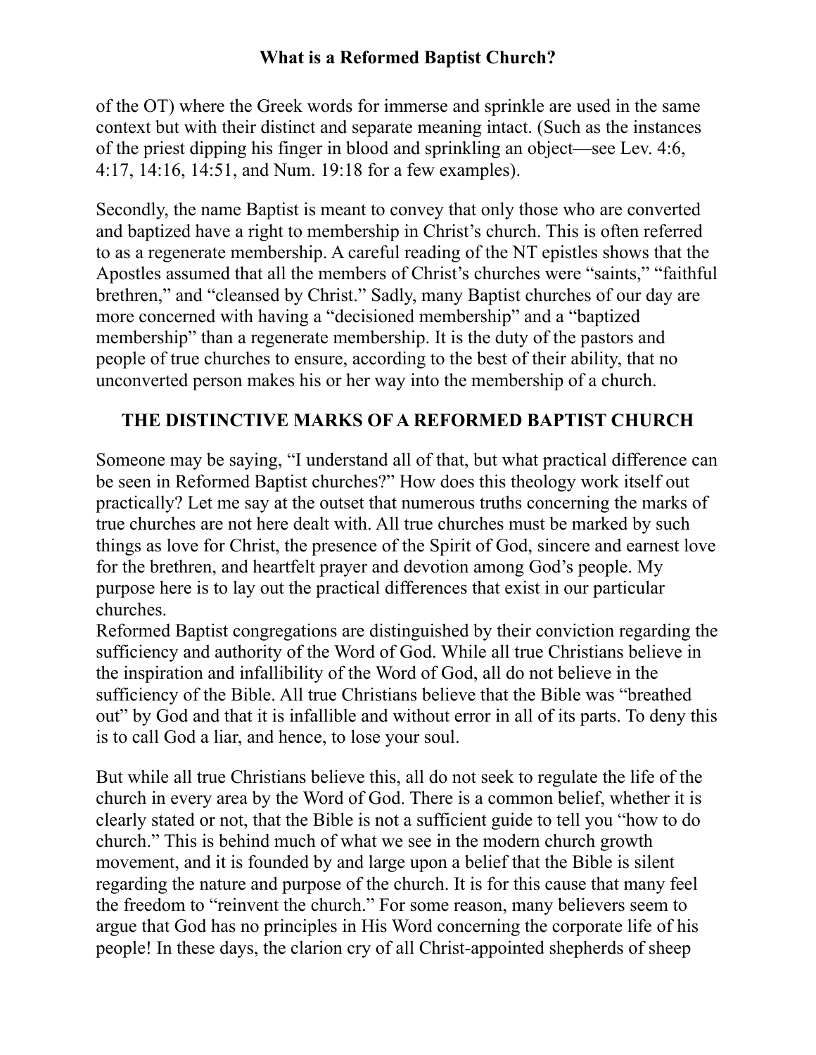of the OT) where the Greek words for immerse and sprinkle are used in the same context but with their distinct and separate meaning intact. (Such as the instances of the priest dipping his finger in blood and sprinkling an object—see Lev. 4:6, 4:17, 14:16, 14:51, and Num. 19:18 for a few examples).

Secondly, the name Baptist is meant to convey that only those who are converted and baptized have a right to membership in Christ's church. This is often referred to as a regenerate membership. A careful reading of the NT epistles shows that the Apostles assumed that all the members of Christ's churches were "saints," "faithful brethren," and "cleansed by Christ." Sadly, many Baptist churches of our day are more concerned with having a "decisioned membership" and a "baptized membership" than a regenerate membership. It is the duty of the pastors and people of true churches to ensure, according to the best of their ability, that no unconverted person makes his or her way into the membership of a church.

## THE DISTINCTIVE MARKS OF A REFORMED BAPTIST CHURCH

Someone may be saying, "I understand all of that, but what practical difference can be seen in Reformed Baptist churches?" How does this theology work itself out practically? Let me say at the outset that numerous truths concerning the marks of true churches are not here dealt with. All true churches must be marked by such things as love for Christ, the presence of the Spirit of God, sincere and earnest love for the brethren, and heartfelt prayer and devotion among God's people. My purpose here is to lay out the practical differences that exist in our particular churches.

Reformed Baptist congregations are distinguished by their conviction regarding the sufficiency and authority of the Word of God. While all true Christians believe in the inspiration and infallibility of the Word of God, all do not believe in the sufficiency of the Bible. All true Christians believe that the Bible was "breathed out" by God and that it is infallible and without error in all of its parts. To deny this is to call God a liar, and hence, to lose your soul.

But while all true Christians believe this, all do not seek to regulate the life of the church in every area by the Word of God. There is a common belief, whether it is clearly stated or not, that the Bible is not a sufficient guide to tell you "how to do church." This is behind much of what we see in the modern church growth movement, and it is founded by and large upon a belief that the Bible is silent regarding the nature and purpose of the church. It is for this cause that many feel the freedom to "reinvent the church." For some reason, many believers seem to argue that God has no principles in His Word concerning the corporate life of his people! In these days, the clarion cry of all Christ-appointed shepherds of sheep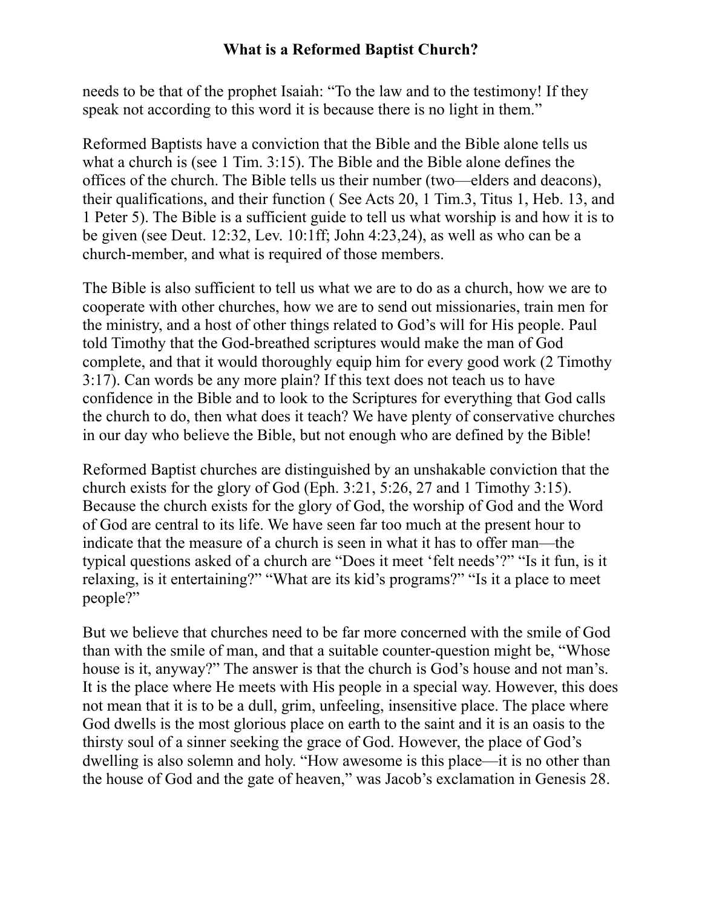needs to be that of the prophet Isaiah: "To the law and to the testimony! If they speak not according to this word it is because there is no light in them."

Reformed Baptists have a conviction that the Bible and the Bible alone tells us what a church is (see 1 Tim. 3:15). The Bible and the Bible alone defines the offices of the church. The Bible tells us their number (two—elders and deacons), their qualifications, and their function ( See Acts 20, 1 Tim.3, Titus 1, Heb. 13, and 1 Peter 5). The Bible is a sufficient guide to tell us what worship is and how it is to be given (see Deut. 12:32, Lev. 10:1ff; John 4:23,24), as well as who can be a church-member, and what is required of those members.

The Bible is also sufficient to tell us what we are to do as a church, how we are to cooperate with other churches, how we are to send out missionaries, train men for the ministry, and a host of other things related to God's will for His people. Paul told Timothy that the God-breathed scriptures would make the man of God complete, and that it would thoroughly equip him for every good work (2 Timothy 3:17). Can words be any more plain? If this text does not teach us to have confidence in the Bible and to look to the Scriptures for everything that God calls the church to do, then what does it teach? We have plenty of conservative churches in our day who believe the Bible, but not enough who are defined by the Bible!

Reformed Baptist churches are distinguished by an unshakable conviction that the church exists for the glory of God (Eph. 3:21, 5:26, 27 and 1 Timothy 3:15). Because the church exists for the glory of God, the worship of God and the Word of God are central to its life. We have seen far too much at the present hour to indicate that the measure of a church is seen in what it has to offer man—the typical questions asked of a church are "Does it meet 'felt needs'?" "Is it fun, is it relaxing, is it entertaining?" "What are its kid's programs?" "Is it a place to meet people?"

But we believe that churches need to be far more concerned with the smile of God than with the smile of man, and that a suitable counter-question might be, "Whose house is it, anyway?" The answer is that the church is God's house and not man's. It is the place where He meets with His people in a special way. However, this does not mean that it is to be a dull, grim, unfeeling, insensitive place. The place where God dwells is the most glorious place on earth to the saint and it is an oasis to the thirsty soul of a sinner seeking the grace of God. However, the place of God's dwelling is also solemn and holy. "How awesome is this place—it is no other than the house of God and the gate of heaven," was Jacob's exclamation in Genesis 28.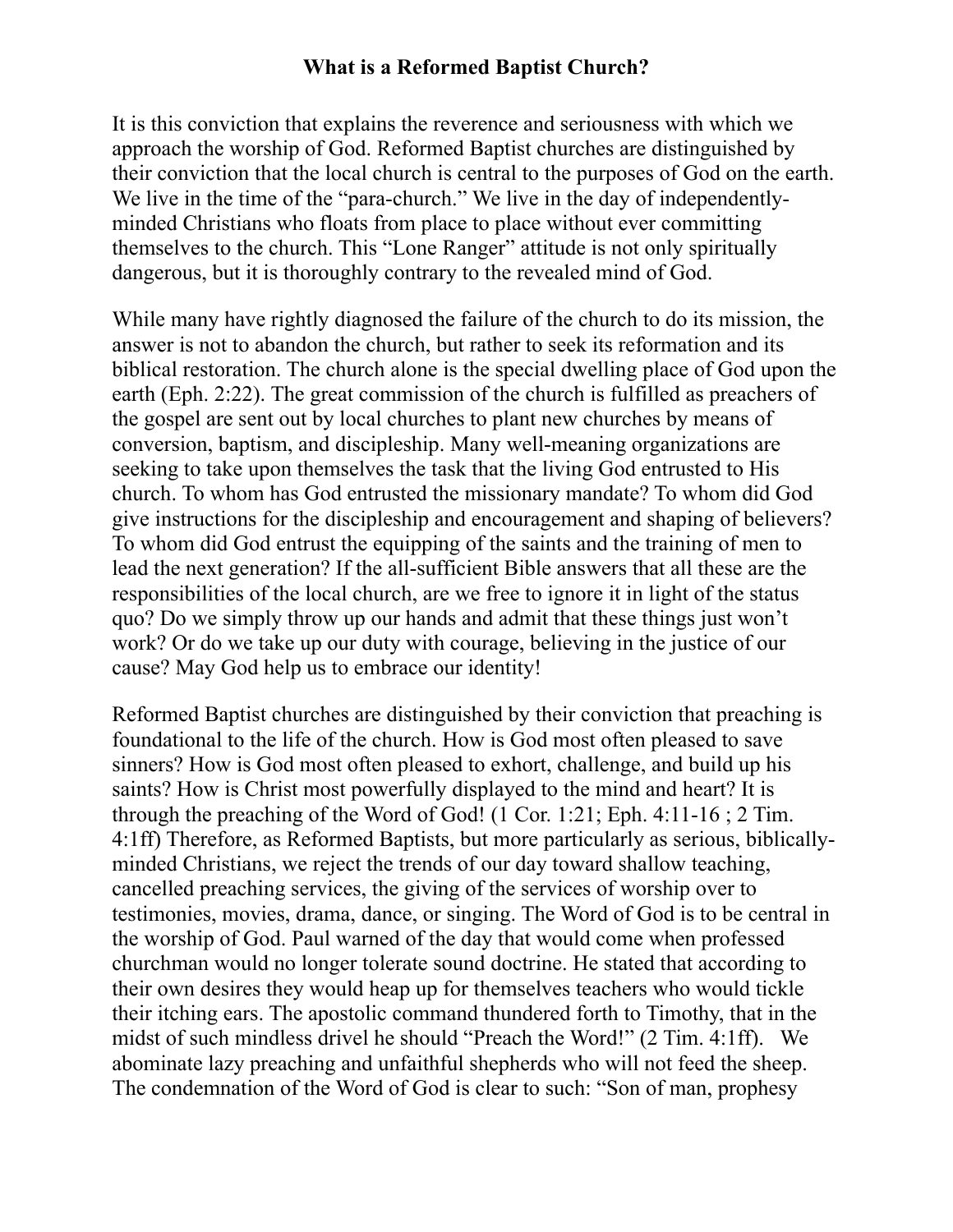**What is a Reformed Baptist Church?**

It is this conviction that explains the reverence and seriousness with which we approach the worship of God. Reformed Baptist churches are distinguished by their conviction that the local church is central to the purposes of God on the earth. We live in the time of the "para-church." We live in the day of independently-minded Christians who floats from place to place without ever committing themselves to the church. This "Lone Ranger" attitude is not only spiritually dangerous, but it is thoroughly contrary to the revealed mind of God.

While many have rightly diagnosed the failure of the church to do its mission, the answer is not to abandon the church, but rather to seek its reformation and its biblical restoration. The church alone is the special dwelling place of God upon the earth (Eph. 2:22). The great commission of the church is fulfilled as preachers of the gospel are sent out by local churches to plant new churches by means of conversion, baptism, and discipleship. Many well-meaning organizations are seeking to take upon themselves the task that the living God entrusted to His church. To whom has God entrusted the missionary mandate? To whom did God give instructions for the discipleship and encouragement and shaping of believers? To whom did God entrust the equipping of the saints and the training of men to lead the next generation? If the all-sufficient Bible answers that all these are the responsibilities of the local church, are we free to ignore it in light of the status quo? Do we simply throw up our hands and admit that these things just won't work? Or do we take up our duty with courage, believing in the justice of our cause? May God help us to embrace our identity!

Reformed Baptist churches are distinguished by their conviction that preaching is foundational to the life of the church. How is God most often pleased to save sinners? How is God most often pleased to exhort, challenge, and build up his saints? How is Christ most powerfully displayed to the mind and heart? It is through the preaching of the Word of God! (1 Cor. 1:21; Eph. 4:11-16 ; 2 Tim. 4:1ff) Therefore, as Reformed Baptists, but more particularly as serious, biblically-minded Christians, we reject the trends of our day toward shallow teaching, cancelled preaching services, the giving of the services of worship over to testimonies, movies, drama, dance, or singing. The Word of God is to be central in the worship of God. Paul warned of the day that would come when professed churchman would no longer tolerate sound doctrine. He stated that according to their own desires they would heap up for themselves teachers who would tickle their itching ears. The apostolic command thundered forth to Timothy, that in the midst of such mindless drivel he should "Preach the Word!" (2 Tim. 4:1ff). We abominate lazy preaching and unfaithful shepherds who will not feed the sheep. The condemnation of the Word of God is clear to such: "Son of man, prophesy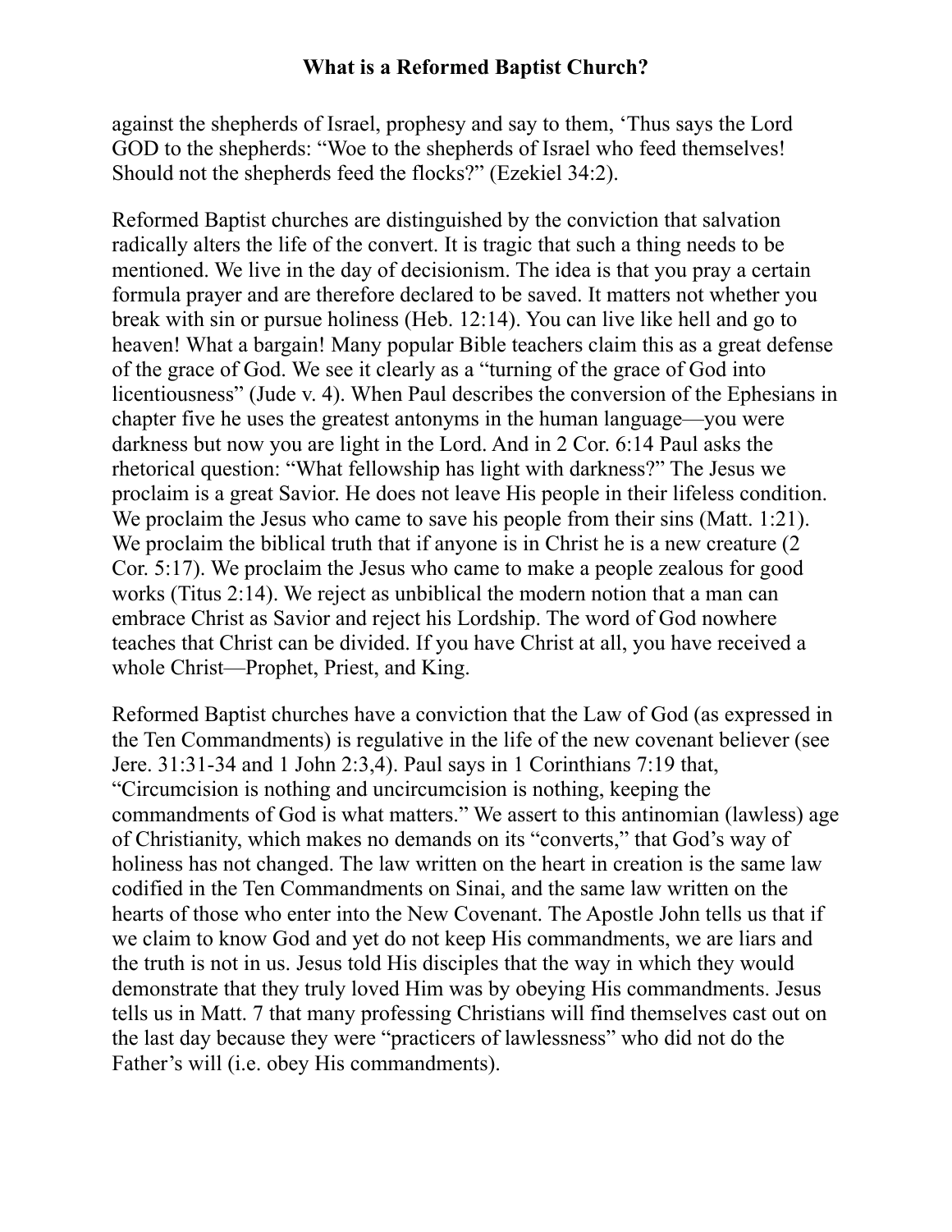against the shepherds of Israel, prophesy and say to them, 'Thus says the Lord GOD to the shepherds: "Woe to the shepherds of Israel who feed themselves! Should not the shepherds feed the flocks?" (Ezekiel 34:2).

Reformed Baptist churches are distinguished by the conviction that salvation radically alters the life of the convert. It is tragic that such a thing needs to be mentioned. We live in the day of decisionism. The idea is that you pray a certain formula prayer and are therefore declared to be saved. It matters not whether you break with sin or pursue holiness (Heb. 12:14). You can live like hell and go to heaven! What a bargain! Many popular Bible teachers claim this as a great defense of the grace of God. We see it clearly as a "turning of the grace of God into licentiousness" (Jude v. 4). When Paul describes the conversion of the Ephesians in chapter five he uses the greatest antonyms in the human language—you were darkness but now you are light in the Lord. And in 2 Cor. 6:14 Paul asks the rhetorical question: "What fellowship has light with darkness?" The Jesus we proclaim is a great Savior. He does not leave His people in their lifeless condition. We proclaim the Jesus who came to save his people from their sins (Matt. 1:21). We proclaim the biblical truth that if anyone is in Christ he is a new creature (2 Cor. 5:17). We proclaim the Jesus who came to make a people zealous for good works (Titus 2:14). We reject as unbiblical the modern notion that a man can embrace Christ as Savior and reject his Lordship. The word of God nowhere teaches that Christ can be divided. If you have Christ at all, you have received a whole Christ—Prophet, Priest, and King.

Reformed Baptist churches have a conviction that the Law of God (as expressed in the Ten Commandments) is regulative in the life of the new covenant believer (see Jere. 31:31-34 and 1 John 2:3,4). Paul says in 1 Corinthians 7:19 that, "Circumcision is nothing and uncircumcision is nothing, keeping the commandments of God is what matters." We assert to this antinomian (lawless) age of Christianity, which makes no demands on its "converts," that God's way of holiness has not changed. The law written on the heart in creation is the same law codified in the Ten Commandments on Sinai, and the same law written on the hearts of those who enter into the New Covenant. The Apostle John tells us that if we claim to know God and yet do not keep His commandments, we are liars and the truth is not in us. Jesus told His disciples that the way in which they would demonstrate that they truly loved Him was by obeying His commandments. Jesus tells us in Matt. 7 that many professing Christians will find themselves cast out on the last day because they were "practicers of lawlessness" who did not do the Father's will (i.e. obey His commandments).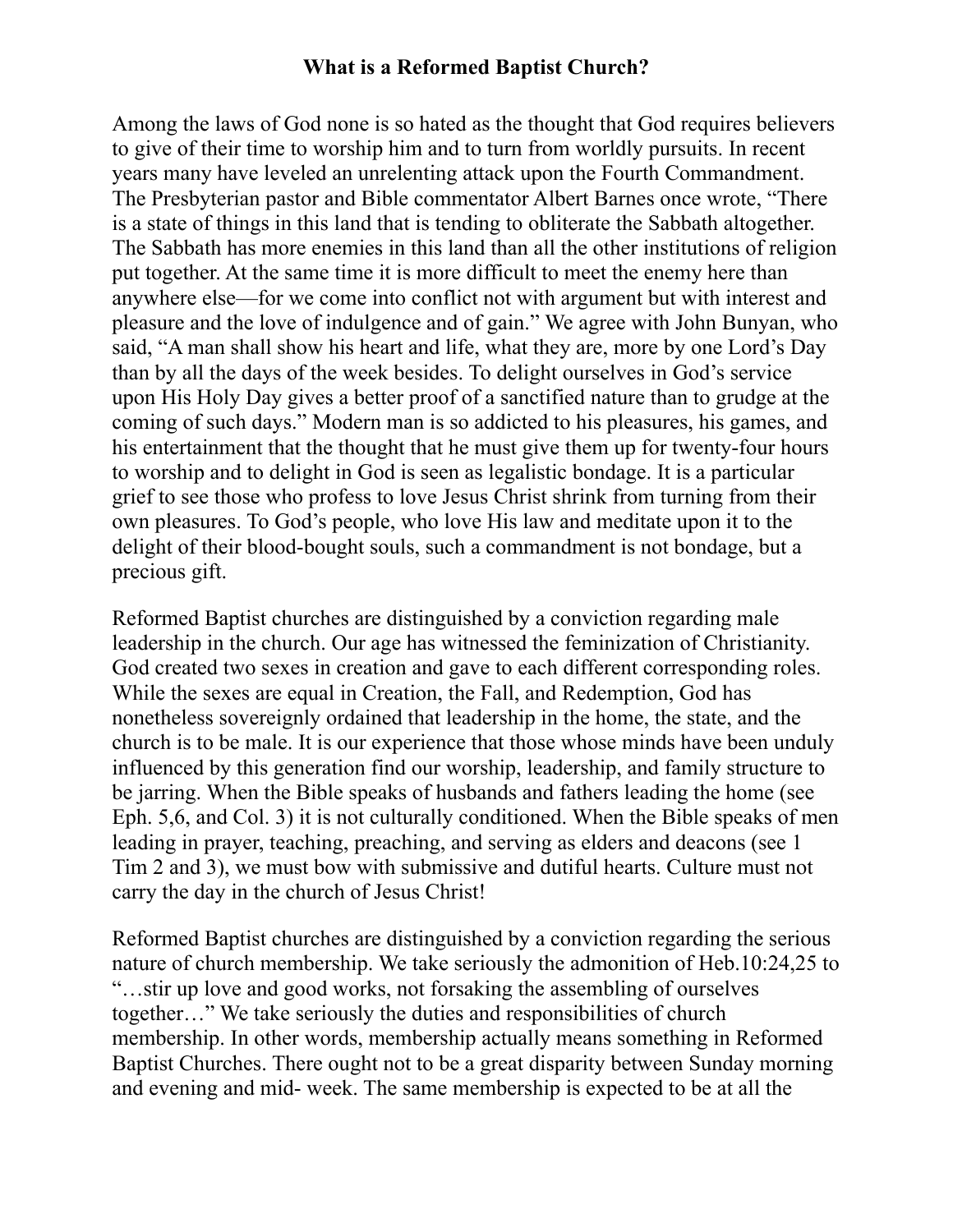**What is a Reformed Baptist Church?**

Among the laws of God none is so hated as the thought that God requires believers to give of their time to worship him and to turn from worldly pursuits. In recent years many have leveled an unrelenting attack upon the Fourth Commandment. The Presbyterian pastor and Bible commentator Albert Barnes once wrote, "There is a state of things in this land that is tending to obliterate the Sabbath altogether. The Sabbath has more enemies in this land than all the other institutions of religion put together. At the same time it is more difficult to meet the enemy here than anywhere else—for we come into conflict not with argument but with interest and pleasure and the love of indulgence and of gain." We agree with John Bunyan, who said, "A man shall show his heart and life, what they are, more by one Lord's Day than by all the days of the week besides. To delight ourselves in God's service upon His Holy Day gives a better proof of a sanctified nature than to grudge at the coming of such days." Modern man is so addicted to his pleasures, his games, and his entertainment that the thought that he must give them up for twenty-four hours to worship and to delight in God is seen as legalistic bondage. It is a particular grief to see those who profess to love Jesus Christ shrink from turning from their own pleasures. To God's people, who love His law and meditate upon it to the delight of their blood-bought souls, such a commandment is not bondage, but a precious gift.

Reformed Baptist churches are distinguished by a conviction regarding male leadership in the church. Our age has witnessed the feminization of Christianity. God created two sexes in creation and gave to each different corresponding roles. While the sexes are equal in Creation, the Fall, and Redemption, God has nonetheless sovereignly ordained that leadership in the home, the state, and the church is to be male. It is our experience that those whose minds have been unduly influenced by this generation find our worship, leadership, and family structure to be jarring. When the Bible speaks of husbands and fathers leading the home (see Eph. 5,6, and Col. 3) it is not culturally conditioned. When the Bible speaks of men leading in prayer, teaching, preaching, and serving as elders and deacons (see 1 Tim 2 and 3), we must bow with submissive and dutiful hearts. Culture must not carry the day in the church of Jesus Christ!

Reformed Baptist churches are distinguished by a conviction regarding the serious nature of church membership. We take seriously the admonition of Heb.10:24,25 to "…stir up love and good works, not forsaking the assembling of ourselves together…" We take seriously the duties and responsibilities of church membership. In other words, membership actually means something in Reformed Baptist Churches. There ought not to be a great disparity between Sunday morning and evening and mid- week. The same membership is expected to be at all the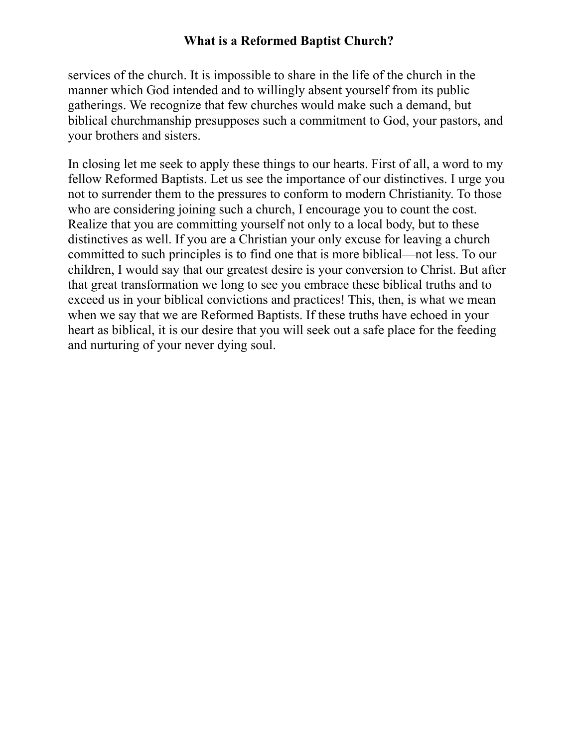services of the church. It is impossible to share in the life of the church in the manner which God intended and to willingly absent yourself from its public gatherings. We recognize that few churches would make such a demand, but biblical churchmanship presupposes such a commitment to God, your pastors, and your brothers and sisters.

In closing let me seek to apply these things to our hearts. First of all, a word to my fellow Reformed Baptists. Let us see the importance of our distinctives. I urge you not to surrender them to the pressures to conform to modern Christianity. To those who are considering joining such a church, I encourage you to count the cost. Realize that you are committing yourself not only to a local body, but to these distinctives as well. If you are a Christian your only excuse for leaving a church committed to such principles is to find one that is more biblical—not less. To our children, I would say that our greatest desire is your conversion to Christ. But after that great transformation we long to see you embrace these biblical truths and to exceed us in your biblical convictions and practices! This, then, is what we mean when we say that we are Reformed Baptists. If these truths have echoed in your heart as biblical, it is our desire that you will seek out a safe place for the feeding and nurturing of your never dying soul.